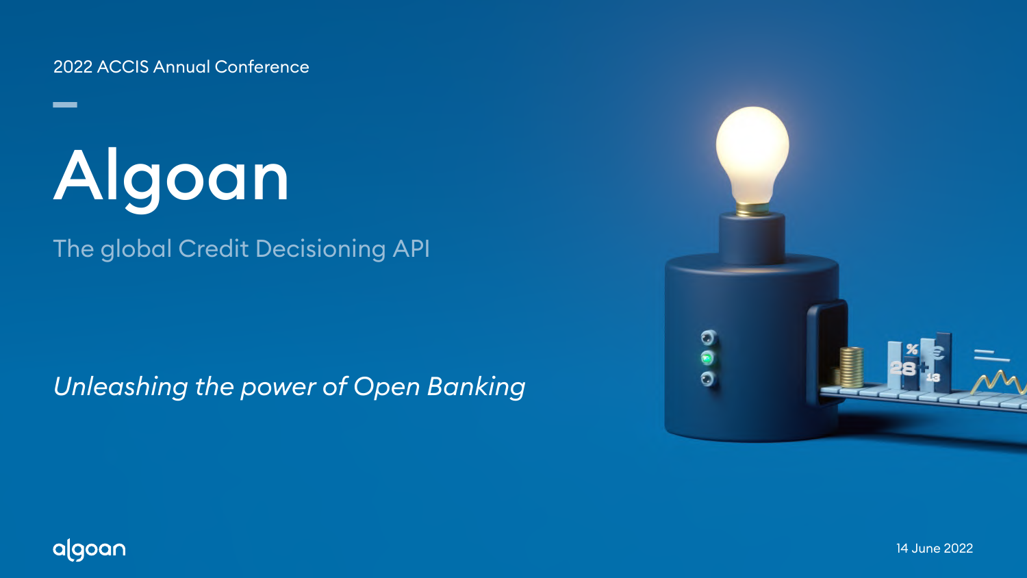2022 ACCIS Annual Conference

# Algoan

The global Credit Decisioning API

*Unleashing the power of Open Banking*

algoan

14 June 2022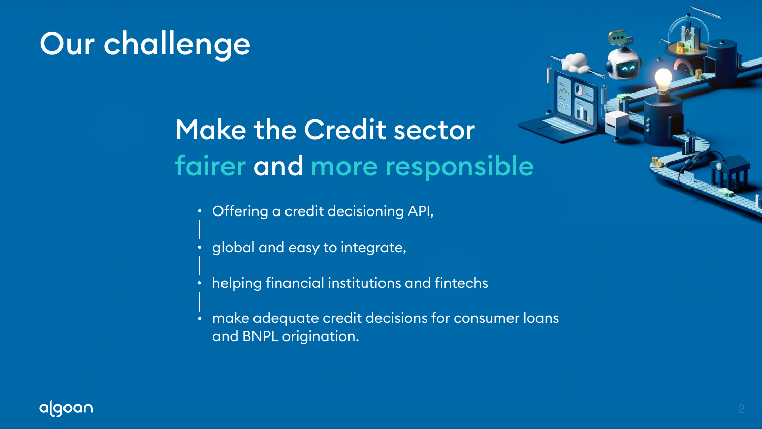# Our challenge

## Make the Credit sector fairer and more responsible

- Offering a credit decisioning API,
- global and easy to integrate,
- helping financial institutions and fintechs
- make adequate credit decisions for consumer loans and BNPL origination.

algoan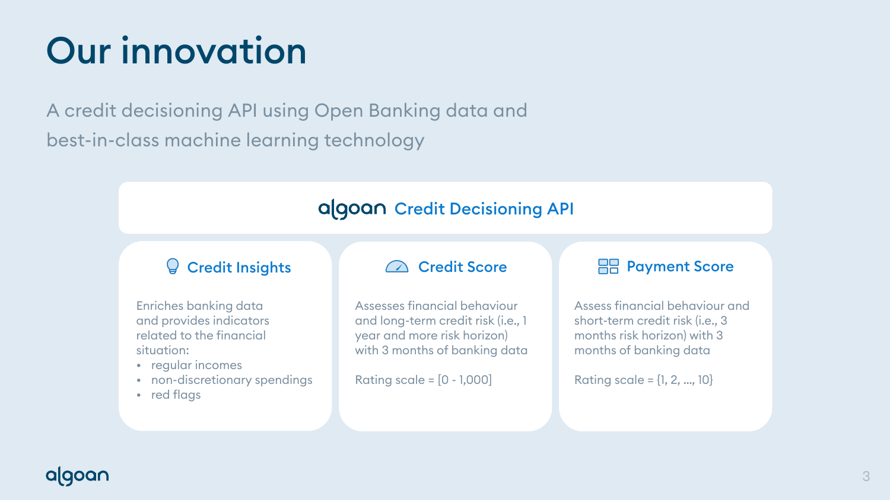# Our innovation

A credit decisioning API using Open Banking data and best-in-class machine learning technology

## algoan Credit Decisioning API

### Credit Insights

Enriches banking data and provides indicators related to the financial situation:

- regular incomes
- non-discretionary spendings
- red flags

### Credit Score

Assesses financial behaviour and long-term credit risk (i.e., 1 year and more risk horizon) with 3 months of banking data

Rating scale = [0 - 1,000]

### Payment Score

Assess financial behaviour and short-term credit risk (i.e., 3 months risk horizon) with 3 months of banking data

Rating scale = {1, 2, ..., 10}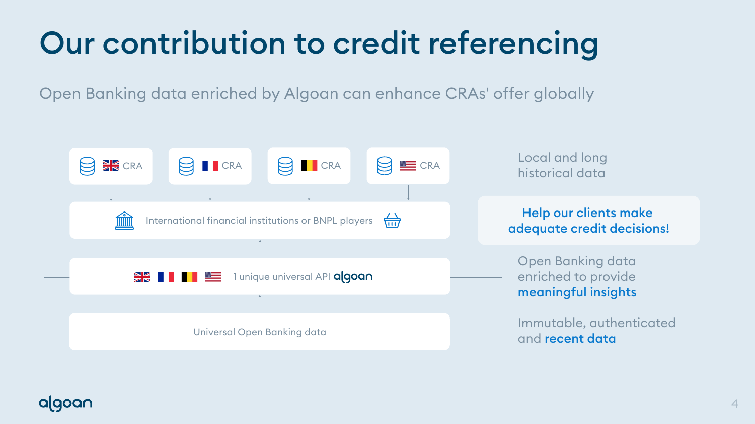# Our contribution to credit referencing

Open Banking data enriched by Algoan can enhance CRAs' offer globally

CRA | CRA | CRA | CRA

International financial institutions or BNPL players

1 unique universal API algoan

Universal Open Banking data

Local and long historical data

**Help our clients make adequate credit decisions!**

Open Banking data enriched to provide **meaningful insights**

Immutable, authenticated and **recent data**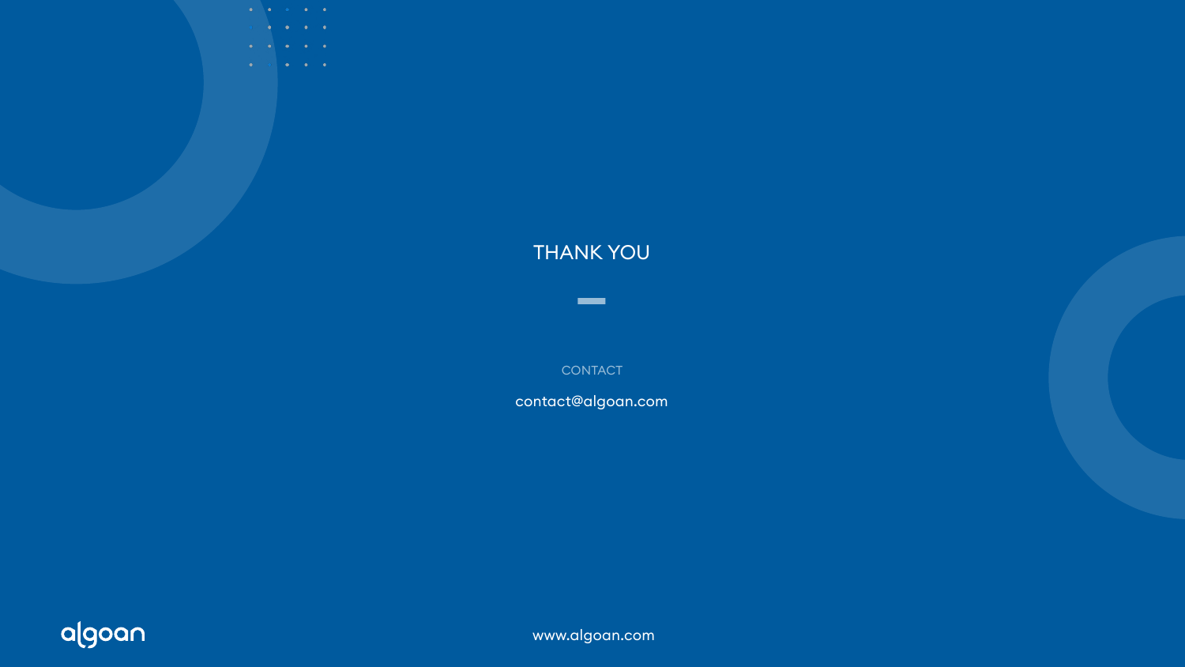# THANK YOU

CONTACT

contact@algoan.com

algoan

www.algoan.com